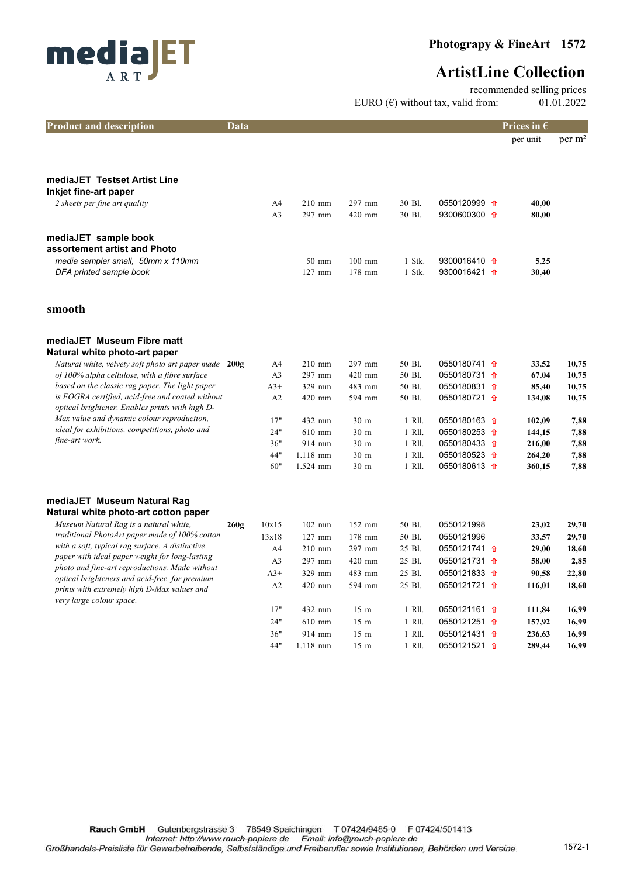# mediaJET ART

**Photograpy & FineArt 1572**

## ArtistLine Collection

recommended selling prices
EURO (€) without tax, valid from: 01.01.2022

| Product and description | Data | | | | | | Prices in € per unit | per m² |
|---|---|---|---|---|---|---|---|---|
| **mediaJET Testset Artist Line** | | | | | | | | |
| **Inkjet fine-art paper** | | | | | | | | |
| *2 sheets per fine art quality* | | A4 | 210 mm | 297 mm | 30 Bl. | 0550120999 ⇧ | **40,00** | |
| | | A3 | 297 mm | 420 mm | 30 Bl. | 9300600300 ⇧ | **80,00** | |
| **mediaJET sample book** | | | | | | | | |
| **assortement artist and Photo** | | | | | | | | |
| *media sampler small, 50mm x 110mm* | | | 50 mm | 100 mm | 1 Stk. | 9300016410 ⇧ | **5,25** | |
| *DFA printed sample book* | | | 127 mm | 178 mm | 1 Stk. | 9300016421 ⇧ | **30,40** | |

## smooth

| Product and description | Data | | | | | | Prices in € per unit | per m² |
|---|---|---|---|---|---|---|---|---|
| **mediaJET Museum Fibre matt** | | | | | | | | |
| **Natural white photo-art paper** | | | | | | | | |
| *Natural white, velvety soft photo art paper made of 100% alpha cellulose, with a fibre surface based on the classic rag paper. The light paper is FOGRA certified, acid-free and coated without optical brightener. Enables prints with high D-Max value and dynamic colour reproduction, ideal for exhibitions, competitions, photo and fine-art work.* | **200g** | A4 | 210 mm | 297 mm | 50 Bl. | 0550180741 ⇧ | **33,52** | **10,75** |
| | | A3 | 297 mm | 420 mm | 50 Bl. | 0550180731 ⇧ | **67,04** | **10,75** |
| | | A3+ | 329 mm | 483 mm | 50 Bl. | 0550180831 ⇧ | **85,40** | **10,75** |
| | | A2 | 420 mm | 594 mm | 50 Bl. | 0550180721 ⇧ | **134,08** | **10,75** |
| | | 17" | 432 mm | 30 m | 1 Rll. | 0550180163 ⇧ | **102,09** | **7,88** |
| | | 24" | 610 mm | 30 m | 1 Rll. | 0550180253 ⇧ | **144,15** | **7,88** |
| | | 36" | 914 mm | 30 m | 1 Rll. | 0550180433 ⇧ | **216,00** | **7,88** |
| | | 44" | 1.118 mm | 30 m | 1 Rll. | 0550180523 ⇧ | **264,20** | **7,88** |
| | | 60" | 1.524 mm | 30 m | 1 Rll. | 0550180613 ⇧ | **360,15** | **7,88** |
| **mediaJET Museum Natural Rag** | | | | | | | | |
| **Natural white photo-art cotton paper** | | | | | | | | |
| *Museum Natural Rag is a natural white, traditional PhotoArt paper made of 100% cotton with a soft, typical rag surface. A distinctive paper with ideal paper weight for long-lasting photo and fine-art reproductions. Made without optical brighteners and acid-free, for premium prints with extremely high D-Max values and very large colour space.* | **260g** | 10x15 | 102 mm | 152 mm | 50 Bl. | 0550121998 | **23,02** | **29,70** |
| | | 13x18 | 127 mm | 178 mm | 50 Bl. | 0550121996 | **33,57** | **29,70** |
| | | A4 | 210 mm | 297 mm | 25 Bl. | 0550121741 ⇧ | **29,00** | **18,60** |
| | | A3 | 297 mm | 420 mm | 25 Bl. | 0550121731 ⇧ | **58,00** | **2,85** |
| | | A3+ | 329 mm | 483 mm | 25 Bl. | 0550121833 ⇧ | **90,58** | **22,80** |
| | | A2 | 420 mm | 594 mm | 25 Bl. | 0550121721 ⇧ | **116,01** | **18,60** |
| | | 17" | 432 mm | 15 m | 1 Rll. | 0550121161 ⇧ | **111,84** | **16,99** |
| | | 24" | 610 mm | 15 m | 1 Rll. | 0550121251 ⇧ | **157,92** | **16,99** |
| | | 36" | 914 mm | 15 m | 1 Rll. | 0550121431 ⇧ | **236,63** | **16,99** |
| | | 44" | 1.118 mm | 15 m | 1 Rll. | 0550121521 ⇧ | **289,44** | **16,99** |

**Rauch GmbH** Gutenbergstrasse 3 78549 Spaichingen T 07424/9485-0 F 07424/501413
*Internet: http://www.rauch papiere.de Email: info@rauch papiere.de*
*Großhandels-Preisliste für Gewerbetreibende, Selbstständige und Freiberufler sowie Institutionen, Behörden und Vereine.*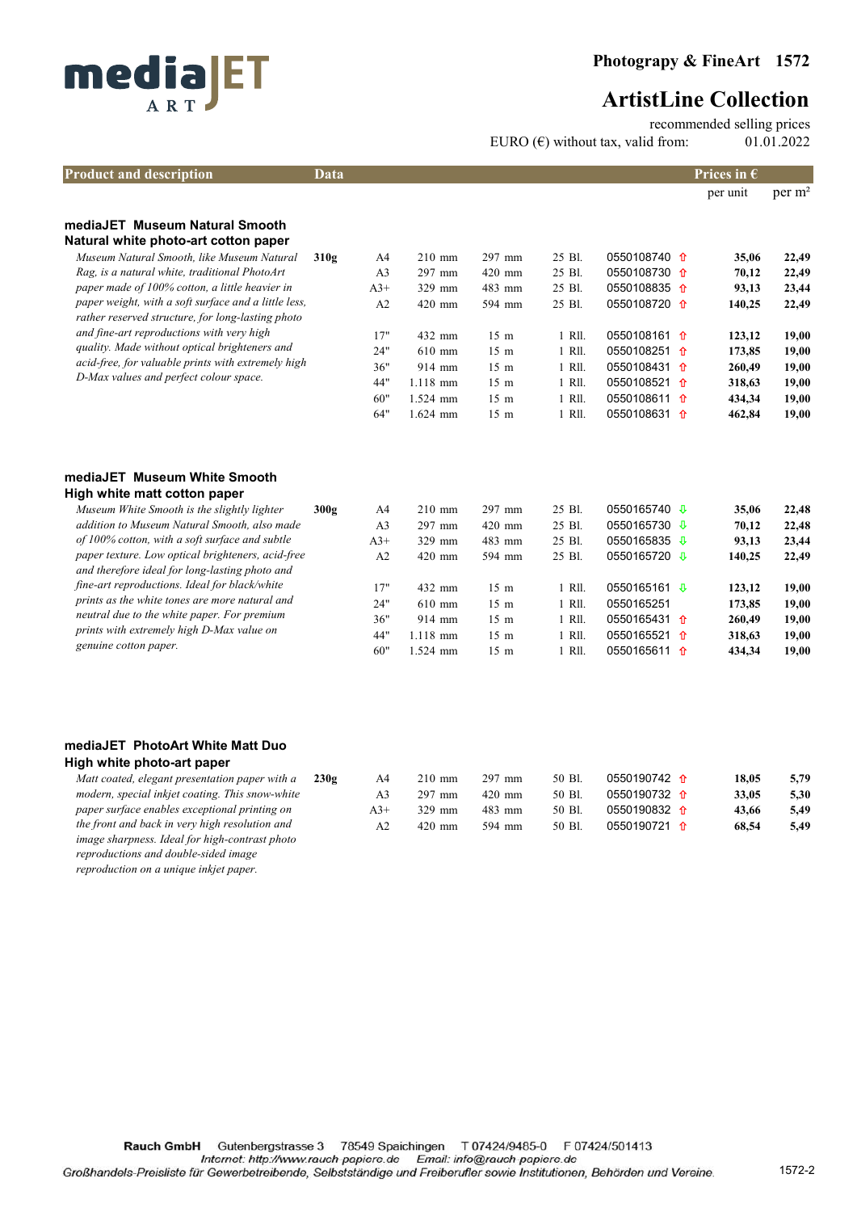**Photograpy & FineArt 1572**

# ArtistLine Collection

recommended selling prices

EURO (€) without tax, valid from: 01.01.2022

| Product and description | Data | | | | | | | Prices in € per unit | per m² |
|---|---|---|---|---|---|---|---|---|---|

## mediaJET Museum Natural Smooth
### Natural white photo-art cotton paper

*Museum Natural Smooth, like Museum Natural Rag, is a natural white, traditional PhotoArt paper made of 100% cotton, a little heavier in paper weight, with a soft surface and a little less, rather reserved structure, for long-lasting photo and fine-art reproductions with very high quality. Made without optical brighteners and acid-free, for valuable prints with extremely high D-Max values and perfect colour space.*

| Data | Format | Width | Length | Pack | Article no. | Per unit | Per m² |
|---|---|---|---|---|---|---|---|
| 310g | A4 | 210 mm | 297 mm | 25 Bl. | 0550108740 ⇧ | 35,06 | 22,49 |
| | A3 | 297 mm | 420 mm | 25 Bl. | 0550108730 ⇧ | 70,12 | 22,49 |
| | A3+ | 329 mm | 483 mm | 25 Bl. | 0550108835 ⇧ | 93,13 | 23,44 |
| | A2 | 420 mm | 594 mm | 25 Bl. | 0550108720 ⇧ | 140,25 | 22,49 |
| | 17" | 432 mm | 15 m | 1 Rll. | 0550108161 ⇧ | 123,12 | 19,00 |
| | 24" | 610 mm | 15 m | 1 Rll. | 0550108251 ⇧ | 173,85 | 19,00 |
| | 36" | 914 mm | 15 m | 1 Rll. | 0550108431 ⇧ | 260,49 | 19,00 |
| | 44" | 1.118 mm | 15 m | 1 Rll. | 0550108521 ⇧ | 318,63 | 19,00 |
| | 60" | 1.524 mm | 15 m | 1 Rll. | 0550108611 ⇧ | 434,34 | 19,00 |
| | 64" | 1.624 mm | 15 m | 1 Rll. | 0550108631 ⇧ | 462,84 | 19,00 |

## mediaJET Museum White Smooth
### High white matt cotton paper

*Museum White Smooth is the slightly lighter addition to Museum Natural Smooth, also made of 100% cotton, with a soft surface and subtle paper texture. Low optical brighteners, acid-free and therefore ideal for long-lasting photo and fine-art reproductions. Ideal for black/white prints as the white tones are more natural and neutral due to the white paper. For premium prints with extremely high D-Max value on genuine cotton paper.*

| Data | Format | Width | Length | Pack | Article no. | Per unit | Per m² |
|---|---|---|---|---|---|---|---|
| 300g | A4 | 210 mm | 297 mm | 25 Bl. | 0550165740 ⇩ | 35,06 | 22,48 |
| | A3 | 297 mm | 420 mm | 25 Bl. | 0550165730 ⇩ | 70,12 | 22,48 |
| | A3+ | 329 mm | 483 mm | 25 Bl. | 0550165835 ⇩ | 93,13 | 23,44 |
| | A2 | 420 mm | 594 mm | 25 Bl. | 0550165720 ⇩ | 140,25 | 22,49 |
| | 17" | 432 mm | 15 m | 1 Rll. | 0550165161 ⇩ | 123,12 | 19,00 |
| | 24" | 610 mm | 15 m | 1 Rll. | 0550165251 | 173,85 | 19,00 |
| | 36" | 914 mm | 15 m | 1 Rll. | 0550165431 ⇧ | 260,49 | 19,00 |
| | 44" | 1.118 mm | 15 m | 1 Rll. | 0550165521 ⇧ | 318,63 | 19,00 |
| | 60" | 1.524 mm | 15 m | 1 Rll. | 0550165611 ⇧ | 434,34 | 19,00 |

## mediaJET PhotoArt White Matt Duo
### High white photo-art paper

*Matt coated, elegant presentation paper with a modern, special inkjet coating. This snow-white paper surface enables exceptional printing on the front and back in very high resolution and image sharpness. Ideal for high-contrast photo reproductions and double-sided image reproduction on a unique inkjet paper.*

| Data | Format | Width | Length | Pack | Article no. | Per unit | Per m² |
|---|---|---|---|---|---|---|---|
| 230g | A4 | 210 mm | 297 mm | 50 Bl. | 0550190742 ⇧ | 18,05 | 5,79 |
| | A3 | 297 mm | 420 mm | 50 Bl. | 0550190732 ⇧ | 33,05 | 5,30 |
| | A3+ | 329 mm | 483 mm | 50 Bl. | 0550190832 ⇧ | 43,66 | 5,49 |
| | A2 | 420 mm | 594 mm | 50 Bl. | 0550190721 ⇧ | 68,54 | 5,49 |

**Rauch GmbH** Gutenbergstrasse 3 78549 Spaichingen T 07424/9485-0 F 07424/501413
Internet: http://www.rauch papiere.de Email: info@rauch papiere.de
Großhandels-Preisliste für Gewerbetreibende, Selbstständige und Freiberufler sowie Institutionen, Behörden und Vereine.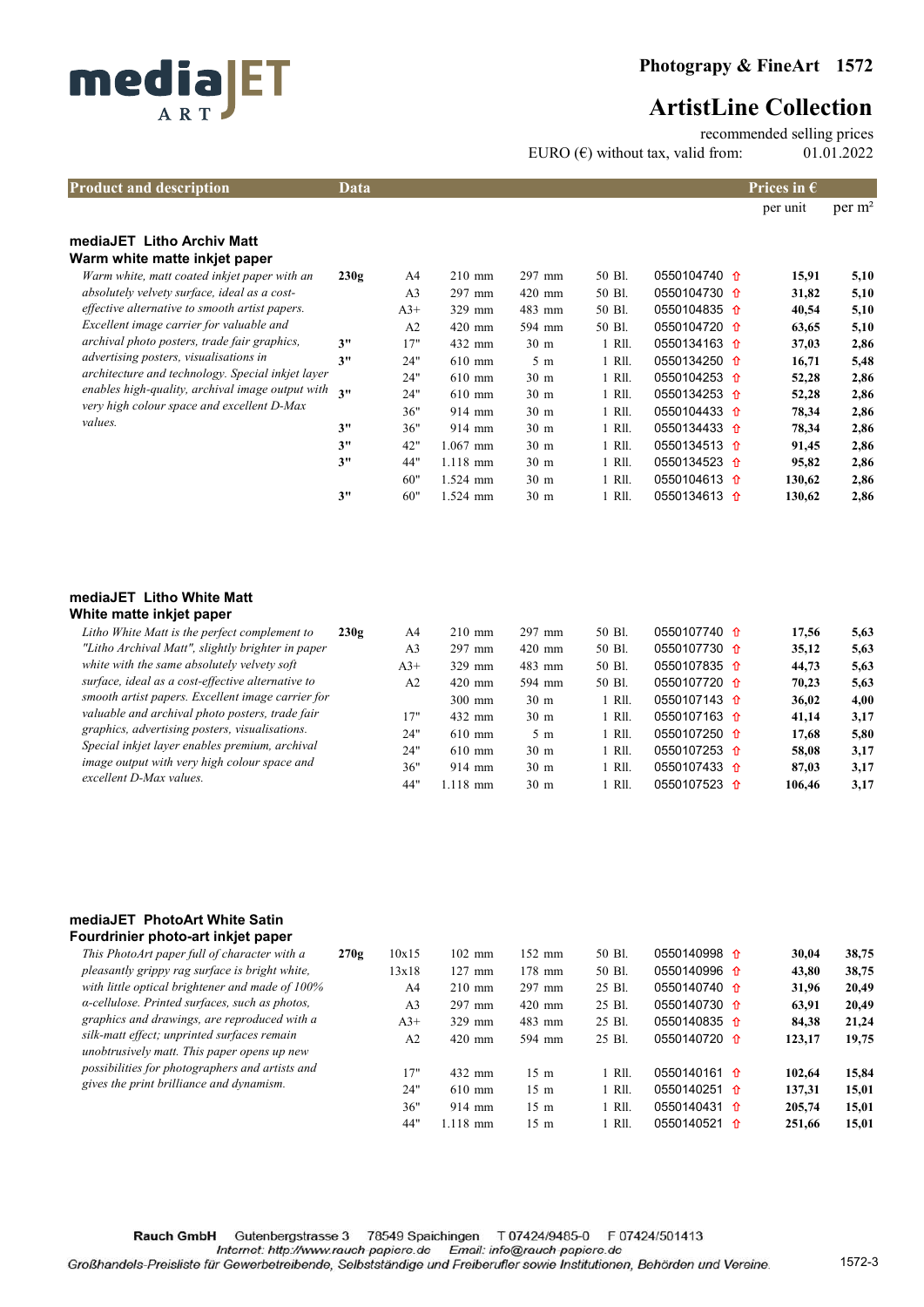**mediaJET ART**

# Photograpy & FineArt 1572

## ArtistLine Collection

recommended selling prices
EURO (€) without tax, valid from: 01.01.2022

| Product and description | Data | | | | | | Prices in € per unit | per m² |
|---|---|---|---|---|---|---|---|---|
| **mediaJET Litho Archiv Matt** | | | | | | | | |
| **Warm white matte inkjet paper** | | | | | | | | |
| *Warm white, matt coated inkjet paper with an absolutely velvety surface, ideal as a cost-effective alternative to smooth artist papers. Excellent image carrier for valuable and archival photo posters, trade fair graphics, advertising posters, visualisations in architecture and technology. Special inkjet layer enables high-quality, archival image output with very high colour space and excellent D-Max values.* | 230g | A4 | 210 mm | 297 mm | 50 Bl. | 0550104740 ⇧ | 15,91 | 5,10 |
| | | A3 | 297 mm | 420 mm | 50 Bl. | 0550104730 ⇧ | 31,82 | 5,10 |
| | | A3+ | 329 mm | 483 mm | 50 Bl. | 0550104835 ⇧ | 40,54 | 5,10 |
| | | A2 | 420 mm | 594 mm | 50 Bl. | 0550104720 ⇧ | 63,65 | 5,10 |
| | 3" | 17" | 432 mm | 30 m | 1 Rll. | 0550134163 ⇧ | 37,03 | 2,86 |
| | 3" | 24" | 610 mm | 5 m | 1 Rll. | 0550134250 ⇧ | 16,71 | 5,48 |
| | | 24" | 610 mm | 30 m | 1 Rll. | 0550104253 ⇧ | 52,28 | 2,86 |
| | 3" | 24" | 610 mm | 30 m | 1 Rll. | 0550134253 ⇧ | 52,28 | 2,86 |
| | | 36" | 914 mm | 30 m | 1 Rll. | 0550104433 ⇧ | 78,34 | 2,86 |
| | 3" | 36" | 914 mm | 30 m | 1 Rll. | 0550134433 ⇧ | 78,34 | 2,86 |
| | 3" | 42" | 1.067 mm | 30 m | 1 Rll. | 0550134513 ⇧ | 91,45 | 2,86 |
| | 3" | 44" | 1.118 mm | 30 m | 1 Rll. | 0550134523 ⇧ | 95,82 | 2,86 |
| | | 60" | 1.524 mm | 30 m | 1 Rll. | 0550104613 ⇧ | 130,62 | 2,86 |
| | 3" | 60" | 1.524 mm | 30 m | 1 Rll. | 0550134613 ⇧ | 130,62 | 2,86 |
| **mediaJET Litho White Matt** | | | | | | | | |
| **White matte inkjet paper** | | | | | | | | |
| *Litho White Matt is the perfect complement to "Litho Archival Matt", slightly brighter in paper white with the same absolutely velvety soft surface, ideal as a cost-effective alternative to smooth artist papers. Excellent image carrier for valuable and archival photo posters, trade fair graphics, advertising posters, visualisations. Special inkjet layer enables premium, archival image output with very high colour space and excellent D-Max values.* | 230g | A4 | 210 mm | 297 mm | 50 Bl. | 0550107740 ⇧ | 17,56 | 5,63 |
| | | A3 | 297 mm | 420 mm | 50 Bl. | 0550107730 ⇧ | 35,12 | 5,63 |
| | | A3+ | 329 mm | 483 mm | 50 Bl. | 0550107835 ⇧ | 44,73 | 5,63 |
| | | A2 | 420 mm | 594 mm | 50 Bl. | 0550107720 ⇧ | 70,23 | 5,63 |
| | | | 300 mm | 30 m | 1 Rll. | 0550107143 ⇧ | 36,02 | 4,00 |
| | | 17" | 432 mm | 30 m | 1 Rll. | 0550107163 ⇧ | 41,14 | 3,17 |
| | | 24" | 610 mm | 5 m | 1 Rll. | 0550107250 ⇧ | 17,68 | 5,80 |
| | | 24" | 610 mm | 30 m | 1 Rll. | 0550107253 ⇧ | 58,08 | 3,17 |
| | | 36" | 914 mm | 30 m | 1 Rll. | 0550107433 ⇧ | 87,03 | 3,17 |
| | | 44" | 1.118 mm | 30 m | 1 Rll. | 0550107523 ⇧ | 106,46 | 3,17 |
| **mediaJET PhotoArt White Satin** | | | | | | | | |
| **Fourdrinier photo-art inkjet paper** | | | | | | | | |
| *This PhotoArt paper full of character with a pleasantly grippy rag surface is bright white, with little optical brightener and made of 100% α-cellulose. Printed surfaces, such as photos, graphics and drawings, are reproduced with a silk-matt effect; unprinted surfaces remain unobtrusively matt. This paper opens up new possibilities for photographers and artists and gives the print brilliance and dynamism.* | 270g | 10x15 | 102 mm | 152 mm | 50 Bl. | 0550140998 ⇧ | 30,04 | 38,75 |
| | | 13x18 | 127 mm | 178 mm | 50 Bl. | 0550140996 ⇧ | 43,80 | 38,75 |
| | | A4 | 210 mm | 297 mm | 25 Bl. | 0550140740 ⇧ | 31,96 | 20,49 |
| | | A3 | 297 mm | 420 mm | 25 Bl. | 0550140730 ⇧ | 63,91 | 20,49 |
| | | A3+ | 329 mm | 483 mm | 25 Bl. | 0550140835 ⇧ | 84,38 | 21,24 |
| | | A2 | 420 mm | 594 mm | 25 Bl. | 0550140720 ⇧ | 123,17 | 19,75 |
| | | 17" | 432 mm | 15 m | 1 Rll. | 0550140161 ⇧ | 102,64 | 15,84 |
| | | 24" | 610 mm | 15 m | 1 Rll. | 0550140251 ⇧ | 137,31 | 15,01 |
| | | 36" | 914 mm | 15 m | 1 Rll. | 0550140431 ⇧ | 205,74 | 15,01 |
| | | 44" | 1.118 mm | 15 m | 1 Rll. | 0550140521 ⇧ | 251,66 | 15,01 |

**Rauch GmbH** Gutenbergstrasse 3 78549 Spaichingen T 07424/9485-0 F 07424/501413
Internet: http://www.rauch papiere.de Email: info@rauch papiere.de
Großhandels-Preisliste für Gewerbetreibende, Selbstständige und Freiberufler sowie Institutionen, Behörden und Vereine.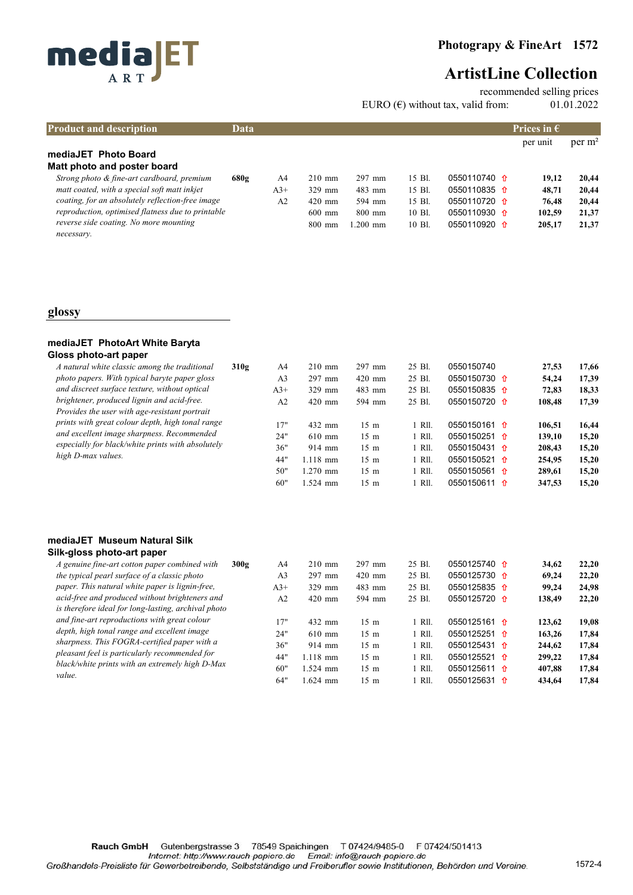# ArtistLine Collection

recommended selling prices
EURO (€) without tax, valid from: 01.01.2022

| Product and description | Data | | | | | | Prices in € per unit | per m² |
|---|---|---|---|---|---|---|---|---|
| **mediaJET Photo Board** | | | | | | | | |
| **Matt photo and poster board** | | | | | | | | |
| *Strong photo & fine-art cardboard, premium matt coated, with a special soft matt inkjet coating, for an absolutely reflection-free image reproduction, optimised flatness due to printable reverse side coating. No more mounting necessary.* | **680g** | A4 | 210 mm | 297 mm | 15 Bl. | 0550110740 ⇧ | **19,12** | **20,44** |
| | | A3+ | 329 mm | 483 mm | 15 Bl. | 0550110835 ⇧ | **48,71** | **20,44** |
| | | A2 | 420 mm | 594 mm | 15 Bl. | 0550110720 ⇧ | **76,48** | **20,44** |
| | | | 600 mm | 800 mm | 10 Bl. | 0550110930 ⇧ | **102,59** | **21,37** |
| | | | 800 mm | 1.200 mm | 10 Bl. | 0550110920 ⇧ | **205,17** | **21,37** |

## glossy

| Product and description | Data | | | | | | Prices in € per unit | per m² |
|---|---|---|---|---|---|---|---|---|
| **mediaJET PhotoArt White Baryta** | | | | | | | | |
| **Gloss photo-art paper** | | | | | | | | |
| *A natural white classic among the traditional photo papers. With typical baryte paper gloss and discreet surface texture, without optical brightener, produced lignin and acid-free. Provides the user with age-resistant portrait prints with great colour depth, high tonal range and excellent image sharpness. Recommended especially for black/white prints with absolutely high D-max values.* | **310g** | A4 | 210 mm | 297 mm | 25 Bl. | 0550150740 | **27,53** | **17,66** |
| | | A3 | 297 mm | 420 mm | 25 Bl. | 0550150730 ⇧ | **54,24** | **17,39** |
| | | A3+ | 329 mm | 483 mm | 25 Bl. | 0550150835 ⇧ | **72,83** | **18,33** |
| | | A2 | 420 mm | 594 mm | 25 Bl. | 0550150720 ⇧ | **108,48** | **17,39** |
| | | 17" | 432 mm | 15 m | 1 Rll. | 0550150161 ⇧ | **106,51** | **16,44** |
| | | 24" | 610 mm | 15 m | 1 Rll. | 0550150251 ⇧ | **139,10** | **15,20** |
| | | 36" | 914 mm | 15 m | 1 Rll. | 0550150431 ⇧ | **208,43** | **15,20** |
| | | 44" | 1.118 mm | 15 m | 1 Rll. | 0550150521 ⇧ | **254,95** | **15,20** |
| | | 50" | 1.270 mm | 15 m | 1 Rll. | 0550150561 ⇧ | **289,61** | **15,20** |
| | | 60" | 1.524 mm | 15 m | 1 Rll. | 0550150611 ⇧ | **347,53** | **15,20** |
| **mediaJET Museum Natural Silk** | | | | | | | | |
| **Silk-gloss photo-art paper** | | | | | | | | |
| *A genuine fine-art cotton paper combined with the typical pearl surface of a classic photo paper. This natural white paper is lignin-free, acid-free and produced without brighteners and is therefore ideal for long-lasting, archival photo and fine-art reproductions with great colour depth, high tonal range and excellent image sharpness. This FOGRA-certified paper with a pleasant feel is particularly recommended for black/white prints with an extremely high D-Max value.* | **300g** | A4 | 210 mm | 297 mm | 25 Bl. | 0550125740 ⇧ | **34,62** | **22,20** |
| | | A3 | 297 mm | 420 mm | 25 Bl. | 0550125730 ⇧ | **69,24** | **22,20** |
| | | A3+ | 329 mm | 483 mm | 25 Bl. | 0550125835 ⇧ | **99,24** | **24,98** |
| | | A2 | 420 mm | 594 mm | 25 Bl. | 0550125720 ⇧ | **138,49** | **22,20** |
| | | 17" | 432 mm | 15 m | 1 Rll. | 0550125161 ⇧ | **123,62** | **19,08** |
| | | 24" | 610 mm | 15 m | 1 Rll. | 0550125251 ⇧ | **163,26** | **17,84** |
| | | 36" | 914 mm | 15 m | 1 Rll. | 0550125431 ⇧ | **244,62** | **17,84** |
| | | 44" | 1.118 mm | 15 m | 1 Rll. | 0550125521 ⇧ | **299,22** | **17,84** |
| | | 60" | 1.524 mm | 15 m | 1 Rll. | 0550125611 ⇧ | **407,88** | **17,84** |
| | | 64" | 1.624 mm | 15 m | 1 Rll. | 0550125631 ⇧ | **434,64** | **17,84** |

**Rauch GmbH** Gutenbergstrasse 3 78549 Spaichingen T 07424/9485-0 F 07424/501413
Internet: http://www.rauch papiere.de Email: info@rauch papiere.de
Großhandels-Preisliste für Gewerbetreibende, Selbstständige und Freiberufler sowie Institutionen, Behörden und Vereine.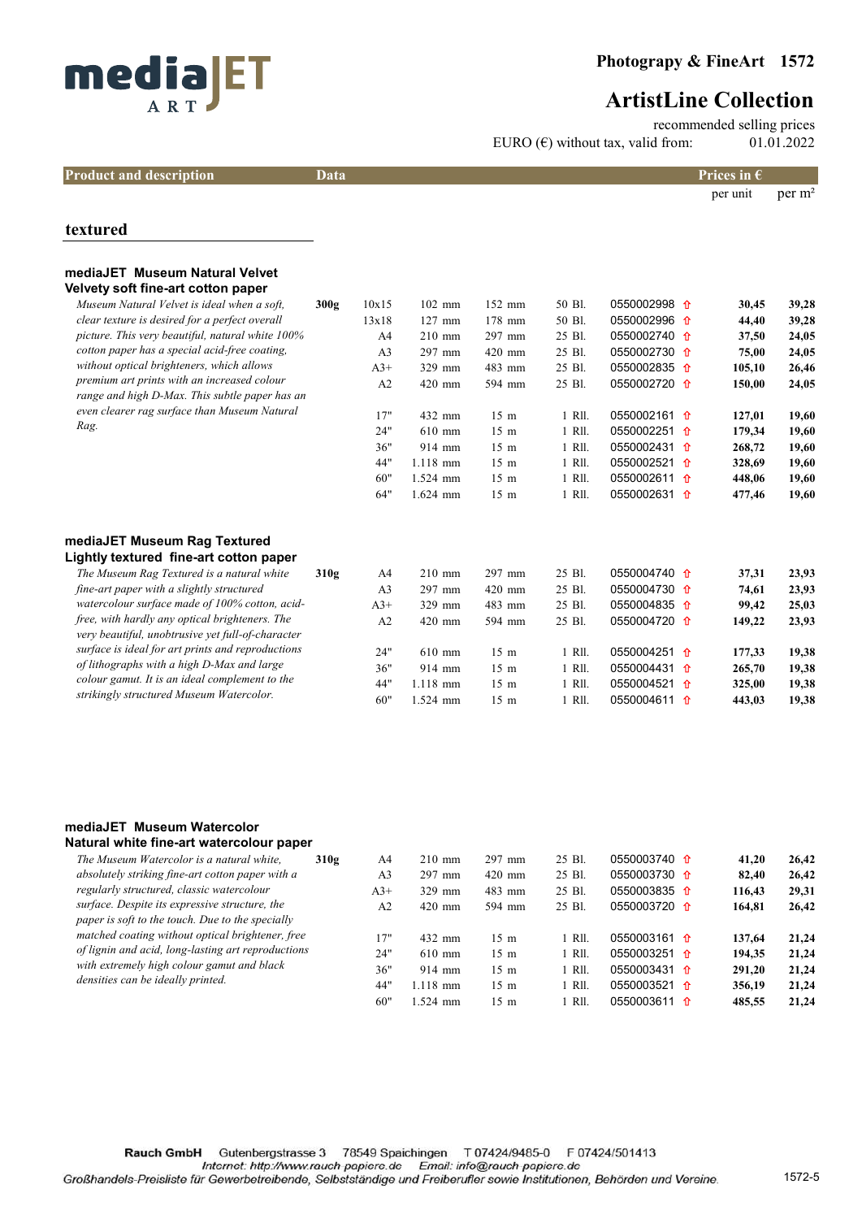**mediaJET ART**

**Photograpy & FineArt 1572**

# ArtistLine Collection

recommended selling prices
EURO (€) without tax, valid from: 01.01.2022

| Product and description | Data | | | | | | Prices in € per unit | per m² |
|---|---|---|---|---|---|---|---|---|

## textured

### mediaJET Museum Natural Velvet
**Velvety soft fine-art cotton paper**

*Museum Natural Velvet is ideal when a soft, clear texture is desired for a perfect overall picture. This very beautiful, natural white 100% cotton paper has a special acid-free coating, without optical brighteners, which allows premium art prints with an increased colour range and high D-Max. This subtle paper has an even clearer rag surface than Museum Natural Rag.*

| Weight | Format | Width | Length | Pack | Article no. | per unit | per m² |
|---|---|---|---|---|---|---|---|
| 300g | 10x15 | 102 mm | 152 mm | 50 Bl. | 0550002998 ⇧ | **30,45** | **39,28** |
| | 13x18 | 127 mm | 178 mm | 50 Bl. | 0550002996 ⇧ | **44,40** | **39,28** |
| | A4 | 210 mm | 297 mm | 25 Bl. | 0550002740 ⇧ | **37,50** | **24,05** |
| | A3 | 297 mm | 420 mm | 25 Bl. | 0550002730 ⇧ | **75,00** | **24,05** |
| | A3+ | 329 mm | 483 mm | 25 Bl. | 0550002835 ⇧ | **105,10** | **26,46** |
| | A2 | 420 mm | 594 mm | 25 Bl. | 0550002720 ⇧ | **150,00** | **24,05** |
| | 17" | 432 mm | 15 m | 1 Rll. | 0550002161 ⇧ | **127,01** | **19,60** |
| | 24" | 610 mm | 15 m | 1 Rll. | 0550002251 ⇧ | **179,34** | **19,60** |
| | 36" | 914 mm | 15 m | 1 Rll. | 0550002431 ⇧ | **268,72** | **19,60** |
| | 44" | 1.118 mm | 15 m | 1 Rll. | 0550002521 ⇧ | **328,69** | **19,60** |
| | 60" | 1.524 mm | 15 m | 1 Rll. | 0550002611 ⇧ | **448,06** | **19,60** |
| | 64" | 1.624 mm | 15 m | 1 Rll. | 0550002631 ⇧ | **477,46** | **19,60** |

### mediaJET Museum Rag Textured
**Lightly textured fine-art cotton paper**

*The Museum Rag Textured is a natural white fine-art paper with a slightly structured watercolour surface made of 100% cotton, acid-free, with hardly any optical brighteners. The very beautiful, unobtrusive yet full-of-character surface is ideal for art prints and reproductions of lithographs with a high D-Max and large colour gamut. It is an ideal complement to the strikingly structured Museum Watercolor.*

| Weight | Format | Width | Length | Pack | Article no. | per unit | per m² |
|---|---|---|---|---|---|---|---|
| 310g | A4 | 210 mm | 297 mm | 25 Bl. | 0550004740 ⇧ | **37,31** | **23,93** |
| | A3 | 297 mm | 420 mm | 25 Bl. | 0550004730 ⇧ | **74,61** | **23,93** |
| | A3+ | 329 mm | 483 mm | 25 Bl. | 0550004835 ⇧ | **99,42** | **25,03** |
| | A2 | 420 mm | 594 mm | 25 Bl. | 0550004720 ⇧ | **149,22** | **23,93** |
| | 24" | 610 mm | 15 m | 1 Rll. | 0550004251 ⇧ | **177,33** | **19,38** |
| | 36" | 914 mm | 15 m | 1 Rll. | 0550004431 ⇧ | **265,70** | **19,38** |
| | 44" | 1.118 mm | 15 m | 1 Rll. | 0550004521 ⇧ | **325,00** | **19,38** |
| | 60" | 1.524 mm | 15 m | 1 Rll. | 0550004611 ⇧ | **443,03** | **19,38** |

### mediaJET Museum Watercolor
**Natural white fine-art watercolour paper**

*The Museum Watercolor is a natural white, absolutely striking fine-art cotton paper with a regularly structured, classic watercolour surface. Despite its expressive structure, the paper is soft to the touch. Due to the specially matched coating without optical brightener, free of lignin and acid, long-lasting art reproductions with extremely high colour gamut and black densities can be ideally printed.*

| Weight | Format | Width | Length | Pack | Article no. | per unit | per m² |
|---|---|---|---|---|---|---|---|
| 310g | A4 | 210 mm | 297 mm | 25 Bl. | 0550003740 ⇧ | **41,20** | **26,42** |
| | A3 | 297 mm | 420 mm | 25 Bl. | 0550003730 ⇧ | **82,40** | **26,42** |
| | A3+ | 329 mm | 483 mm | 25 Bl. | 0550003835 ⇧ | **116,43** | **29,31** |
| | A2 | 420 mm | 594 mm | 25 Bl. | 0550003720 ⇧ | **164,81** | **26,42** |
| | 17" | 432 mm | 15 m | 1 Rll. | 0550003161 ⇧ | **137,64** | **21,24** |
| | 24" | 610 mm | 15 m | 1 Rll. | 0550003251 ⇧ | **194,35** | **21,24** |
| | 36" | 914 mm | 15 m | 1 Rll. | 0550003431 ⇧ | **291,20** | **21,24** |
| | 44" | 1.118 mm | 15 m | 1 Rll. | 0550003521 ⇧ | **356,19** | **21,24** |
| | 60" | 1.524 mm | 15 m | 1 Rll. | 0550003611 ⇧ | **485,55** | **21,24** |

**Rauch GmbH** Gutenbergstrasse 3 78549 Spaichingen T 07424/9485-0 F 07424/501413
Internet: http://www.rauch-papiere.de Email: info@rauch-papiere.de
Großhandels-Preisliste für Gewerbetreibende, Selbstständige und Freiberufler sowie Institutionen, Behörden und Vereine.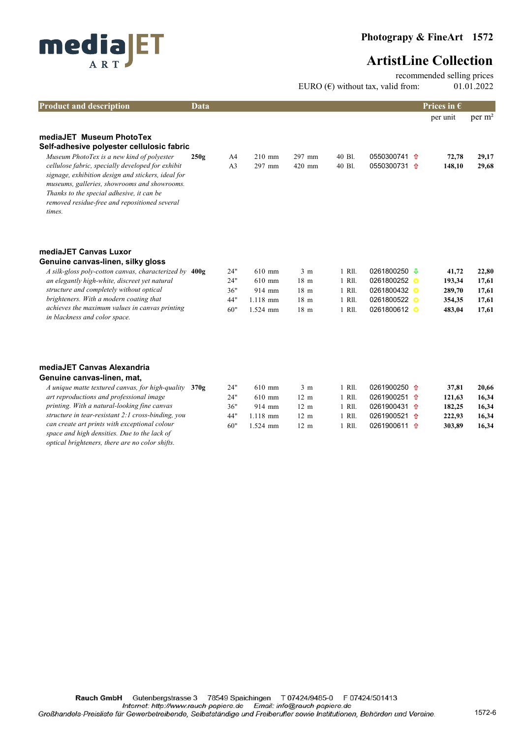mediaJET ART

# ArtistLine Collection

recommended selling prices

EURO (€) without tax, valid from: 01.01.2022

| Product and description | Data | | | | | | Prices in € per unit | per m² |
|---|---|---|---|---|---|---|---|---|
| **mediaJET Museum PhotoTex**<br>**Self-adhesive polyester cellulosic fabric** | | | | | | | | |
| *Museum PhotoTex is a new kind of polyester cellulose fabric, specially developed for exhibit signage, exhibition design and stickers, ideal for museums, galleries, showrooms and showrooms. Thanks to the special adhesive, it can be removed residue-free and repositioned several times.* | **250g** | A4 | 210 mm | 297 mm | 40 Bl. | 0550300741 ⇧ | **72,78** | **29,17** |
| | | A3 | 297 mm | 420 mm | 40 Bl. | 0550300731 ⇧ | **148,10** | **29,68** |
| **mediaJET Canvas Luxor**<br>**Genuine canvas-linen, silky gloss** | | | | | | | | |
| *A silk-gloss poly-cotton canvas, characterized by an elegantly high-white, discreet yet natural structure and completely without optical brighteners. With a modern coating that achieves the maximum values in canvas printing in blackness and color space.* | **400g** | 24" | 610 mm | 3 m | 1 Rll. | 0261800250 ⇩ | **41,72** | **22,80** |
| | | 24" | 610 mm | 18 m | 1 Rll. | 0261800252 ○ | **193,34** | **17,61** |
| | | 36" | 914 mm | 18 m | 1 Rll. | 0261800432 ○ | **289,70** | **17,61** |
| | | 44" | 1.118 mm | 18 m | 1 Rll. | 0261800522 ○ | **354,35** | **17,61** |
| | | 60" | 1.524 mm | 18 m | 1 Rll. | 0261800612 ○ | **483,04** | **17,61** |
| **mediaJET Canvas Alexandria**<br>**Genuine canvas-linen, mat,** | | | | | | | | |
| *A unique matte textured canvas, for high-quality art reproductions and professional image printing. With a natural-looking fine canvas structure in tear-resistant 2:1 cross-binding, you can create art prints with exceptional colour space and high densities. Due to the lack of optical brighteners, there are no color shifts.* | **370g** | 24" | 610 mm | 3 m | 1 Rll. | 0261900250 ⇧ | **37,81** | **20,66** |
| | | 24" | 610 mm | 12 m | 1 Rll. | 0261900251 ⇧ | **121,63** | **16,34** |
| | | 36" | 914 mm | 12 m | 1 Rll. | 0261900431 ⇧ | **182,25** | **16,34** |
| | | 44" | 1.118 mm | 12 m | 1 Rll. | 0261900521 ⇧ | **222,93** | **16,34** |
| | | 60" | 1.524 mm | 12 m | 1 Rll. | 0261900611 ⇧ | **303,89** | **16,34** |

**Rauch GmbH** Gutenbergstrasse 3 78549 Spaichingen T 07424/9485-0 F 07424/501413
Internet: http://www.rauch papiere.de Email: info@rauch papiere.de
Großhandels-Preisliste für Gewerbetreibende, Selbstständige und Freiberufler sowie Institutionen, Behörden und Vereine.